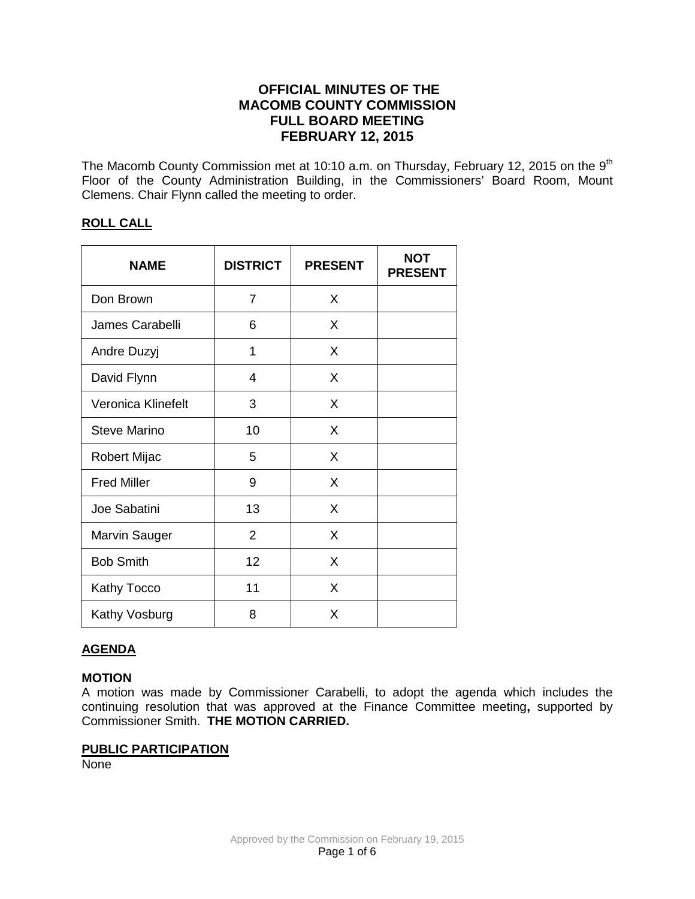# OFFICIAL MINUTES OF THE MACOMB COUNTY COMMISSION FULL BOARD MEETING FEBRUARY 12, 2015

The Macomb County Commission met at 10:10 a.m. on Thursday, February 12, 2015 on the 9th Floor of the County Administration Building, in the Commissioners' Board Room, Mount Clemens. Chair Flynn called the meeting to order.

## ROLL CALL

| NAME | DISTRICT | PRESENT | NOT PRESENT |
|---|---|---|---|
| Don Brown | 7 | X | |
| James Carabelli | 6 | X | |
| Andre Duzyj | 1 | X | |
| David Flynn | 4 | X | |
| Veronica Klinefelt | 3 | X | |
| Steve Marino | 10 | X | |
| Robert Mijac | 5 | X | |
| Fred Miller | 9 | X | |
| Joe Sabatini | 13 | X | |
| Marvin Sauger | 2 | X | |
| Bob Smith | 12 | X | |
| Kathy Tocco | 11 | X | |
| Kathy Vosburg | 8 | X | |

## AGENDA

**MOTION**

A motion was made by Commissioner Carabelli, to adopt the agenda which includes the continuing resolution that was approved at the Finance Committee meeting**,** supported by Commissioner Smith. **THE MOTION CARRIED.**

## PUBLIC PARTICIPATION

None

Approved by the Commission on February 19, 2015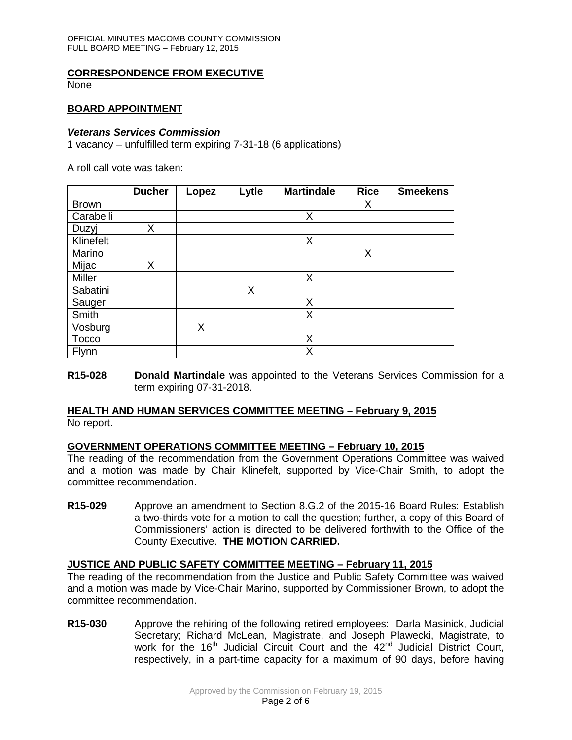## CORRESPONDENCE FROM EXECUTIVE

None

## BOARD APPOINTMENT

### *Veterans Services Commission*

1 vacancy – unfulfilled term expiring 7-31-18 (6 applications)

A roll call vote was taken:

| | Ducher | Lopez | Lytle | Martindale | Rice | Smeekens |
|---|---|---|---|---|---|---|
| Brown | | | | | X | |
| Carabelli | | | | X | | |
| Duzyj | X | | | | | |
| Klinefelt | | | | X | | |
| Marino | | | | | X | |
| Mijac | X | | | | | |
| Miller | | | | X | | |
| Sabatini | | | X | | | |
| Sauger | | | | X | | |
| Smith | | | | X | | |
| Vosburg | | X | | | | |
| Tocco | | | | X | | |
| Flynn | | | | X | | |

**R15-028** **Donald Martindale** was appointed to the Veterans Services Commission for a term expiring 07-31-2018.

## HEALTH AND HUMAN SERVICES COMMITTEE MEETING – February 9, 2015

No report.

## GOVERNMENT OPERATIONS COMMITTEE MEETING – February 10, 2015

The reading of the recommendation from the Government Operations Committee was waived and a motion was made by Chair Klinefelt, supported by Vice-Chair Smith, to adopt the committee recommendation.

**R15-029** Approve an amendment to Section 8.G.2 of the 2015-16 Board Rules: Establish a two-thirds vote for a motion to call the question; further, a copy of this Board of Commissioners' action is directed to be delivered forthwith to the Office of the County Executive. **THE MOTION CARRIED.**

## JUSTICE AND PUBLIC SAFETY COMMITTEE MEETING – February 11, 2015

The reading of the recommendation from the Justice and Public Safety Committee was waived and a motion was made by Vice-Chair Marino, supported by Commissioner Brown, to adopt the committee recommendation.

**R15-030** Approve the rehiring of the following retired employees: Darla Masinick, Judicial Secretary; Richard McLean, Magistrate, and Joseph Plawecki, Magistrate, to work for the 16th Judicial Circuit Court and the 42nd Judicial District Court, respectively, in a part-time capacity for a maximum of 90 days, before having

Approved by the Commission on February 19, 2015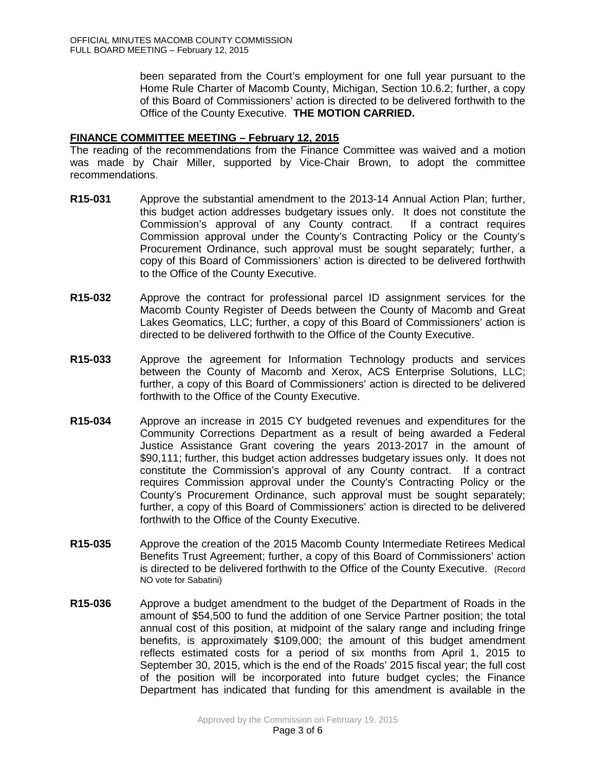been separated from the Court's employment for one full year pursuant to the Home Rule Charter of Macomb County, Michigan, Section 10.6.2; further, a copy of this Board of Commissioners' action is directed to be delivered forthwith to the Office of the County Executive. **THE MOTION CARRIED.**

## FINANCE COMMITTEE MEETING – February 12, 2015

The reading of the recommendations from the Finance Committee was waived and a motion was made by Chair Miller, supported by Vice-Chair Brown, to adopt the committee recommendations.

**R15-031** Approve the substantial amendment to the 2013-14 Annual Action Plan; further, this budget action addresses budgetary issues only. It does not constitute the Commission's approval of any County contract. If a contract requires Commission approval under the County's Contracting Policy or the County's Procurement Ordinance, such approval must be sought separately; further, a copy of this Board of Commissioners' action is directed to be delivered forthwith to the Office of the County Executive.

**R15-032** Approve the contract for professional parcel ID assignment services for the Macomb County Register of Deeds between the County of Macomb and Great Lakes Geomatics, LLC; further, a copy of this Board of Commissioners' action is directed to be delivered forthwith to the Office of the County Executive.

**R15-033** Approve the agreement for Information Technology products and services between the County of Macomb and Xerox, ACS Enterprise Solutions, LLC; further, a copy of this Board of Commissioners' action is directed to be delivered forthwith to the Office of the County Executive.

**R15-034** Approve an increase in 2015 CY budgeted revenues and expenditures for the Community Corrections Department as a result of being awarded a Federal Justice Assistance Grant covering the years 2013-2017 in the amount of $90,111; further, this budget action addresses budgetary issues only. It does not constitute the Commission's approval of any County contract. If a contract requires Commission approval under the County's Contracting Policy or the County's Procurement Ordinance, such approval must be sought separately; further, a copy of this Board of Commissioners' action is directed to be delivered forthwith to the Office of the County Executive.

**R15-035** Approve the creation of the 2015 Macomb County Intermediate Retirees Medical Benefits Trust Agreement; further, a copy of this Board of Commissioners' action is directed to be delivered forthwith to the Office of the County Executive. (Record NO vote for Sabatini)

**R15-036** Approve a budget amendment to the budget of the Department of Roads in the amount of $54,500 to fund the addition of one Service Partner position; the total annual cost of this position, at midpoint of the salary range and including fringe benefits, is approximately $109,000; the amount of this budget amendment reflects estimated costs for a period of six months from April 1, 2015 to September 30, 2015, which is the end of the Roads' 2015 fiscal year; the full cost of the position will be incorporated into future budget cycles; the Finance Department has indicated that funding for this amendment is available in the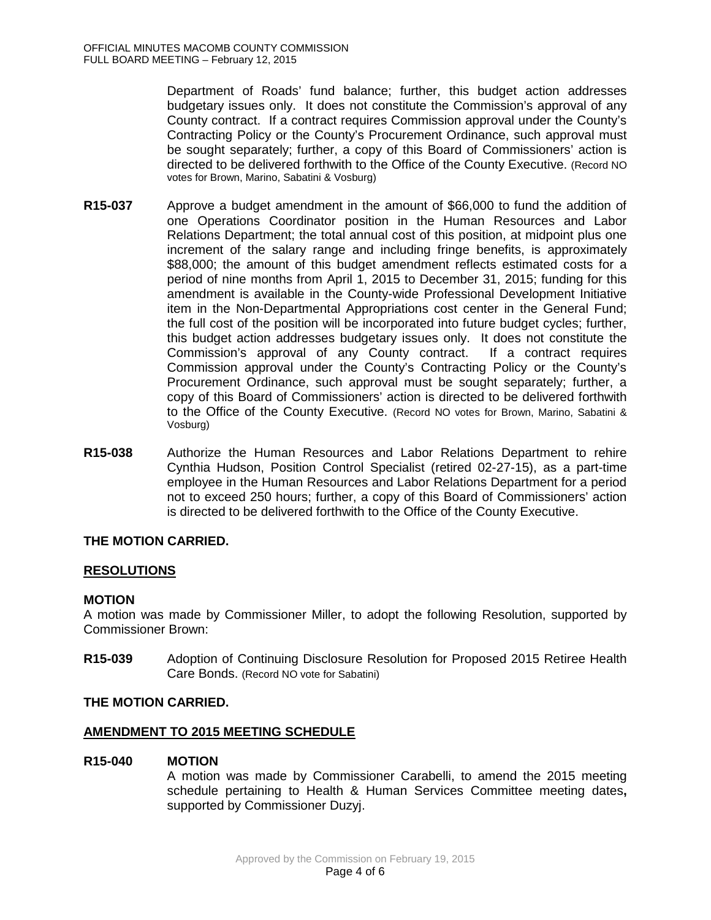Department of Roads' fund balance; further, this budget action addresses budgetary issues only. It does not constitute the Commission's approval of any County contract. If a contract requires Commission approval under the County's Contracting Policy or the County's Procurement Ordinance, such approval must be sought separately; further, a copy of this Board of Commissioners' action is directed to be delivered forthwith to the Office of the County Executive. (Record NO votes for Brown, Marino, Sabatini & Vosburg)

**R15-037** Approve a budget amendment in the amount of $66,000 to fund the addition of one Operations Coordinator position in the Human Resources and Labor Relations Department; the total annual cost of this position, at midpoint plus one increment of the salary range and including fringe benefits, is approximately $88,000; the amount of this budget amendment reflects estimated costs for a period of nine months from April 1, 2015 to December 31, 2015; funding for this amendment is available in the County-wide Professional Development Initiative item in the Non-Departmental Appropriations cost center in the General Fund; the full cost of the position will be incorporated into future budget cycles; further, this budget action addresses budgetary issues only. It does not constitute the Commission's approval of any County contract. If a contract requires Commission approval under the County's Contracting Policy or the County's Procurement Ordinance, such approval must be sought separately; further, a copy of this Board of Commissioners' action is directed to be delivered forthwith to the Office of the County Executive. (Record NO votes for Brown, Marino, Sabatini & Vosburg)

**R15-038** Authorize the Human Resources and Labor Relations Department to rehire Cynthia Hudson, Position Control Specialist (retired 02-27-15), as a part-time employee in the Human Resources and Labor Relations Department for a period not to exceed 250 hours; further, a copy of this Board of Commissioners' action is directed to be delivered forthwith to the Office of the County Executive.

**THE MOTION CARRIED.**

## RESOLUTIONS

**MOTION**

A motion was made by Commissioner Miller, to adopt the following Resolution, supported by Commissioner Brown:

**R15-039** Adoption of Continuing Disclosure Resolution for Proposed 2015 Retiree Health Care Bonds. (Record NO vote for Sabatini)

**THE MOTION CARRIED.**

## AMENDMENT TO 2015 MEETING SCHEDULE

**R15-040 MOTION**

A motion was made by Commissioner Carabelli, to amend the 2015 meeting schedule pertaining to Health & Human Services Committee meeting dates**,** supported by Commissioner Duzyj.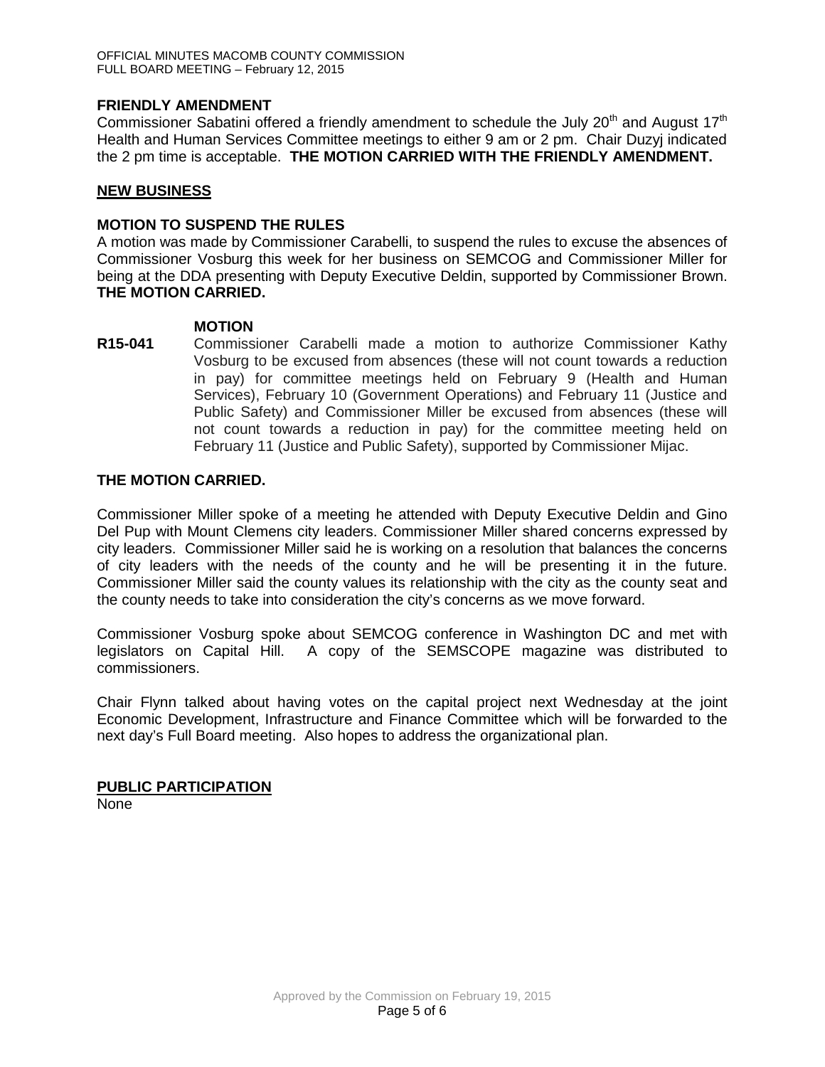**FRIENDLY AMENDMENT**

Commissioner Sabatini offered a friendly amendment to schedule the July 20th and August 17th Health and Human Services Committee meetings to either 9 am or 2 pm. Chair Duzyj indicated the 2 pm time is acceptable. **THE MOTION CARRIED WITH THE FRIENDLY AMENDMENT.**

## NEW BUSINESS

**MOTION TO SUSPEND THE RULES**

A motion was made by Commissioner Carabelli, to suspend the rules to excuse the absences of Commissioner Vosburg this week for her business on SEMCOG and Commissioner Miller for being at the DDA presenting with Deputy Executive Deldin, supported by Commissioner Brown. **THE MOTION CARRIED.**

**MOTION**

**R15-041** Commissioner Carabelli made a motion to authorize Commissioner Kathy Vosburg to be excused from absences (these will not count towards a reduction in pay) for committee meetings held on February 9 (Health and Human Services), February 10 (Government Operations) and February 11 (Justice and Public Safety) and Commissioner Miller be excused from absences (these will not count towards a reduction in pay) for the committee meeting held on February 11 (Justice and Public Safety), supported by Commissioner Mijac.

**THE MOTION CARRIED.**

Commissioner Miller spoke of a meeting he attended with Deputy Executive Deldin and Gino Del Pup with Mount Clemens city leaders. Commissioner Miller shared concerns expressed by city leaders. Commissioner Miller said he is working on a resolution that balances the concerns of city leaders with the needs of the county and he will be presenting it in the future. Commissioner Miller said the county values its relationship with the city as the county seat and the county needs to take into consideration the city's concerns as we move forward.

Commissioner Vosburg spoke about SEMCOG conference in Washington DC and met with legislators on Capital Hill. A copy of the SEMSCOPE magazine was distributed to commissioners.

Chair Flynn talked about having votes on the capital project next Wednesday at the joint Economic Development, Infrastructure and Finance Committee which will be forwarded to the next day's Full Board meeting. Also hopes to address the organizational plan.

## PUBLIC PARTICIPATION

None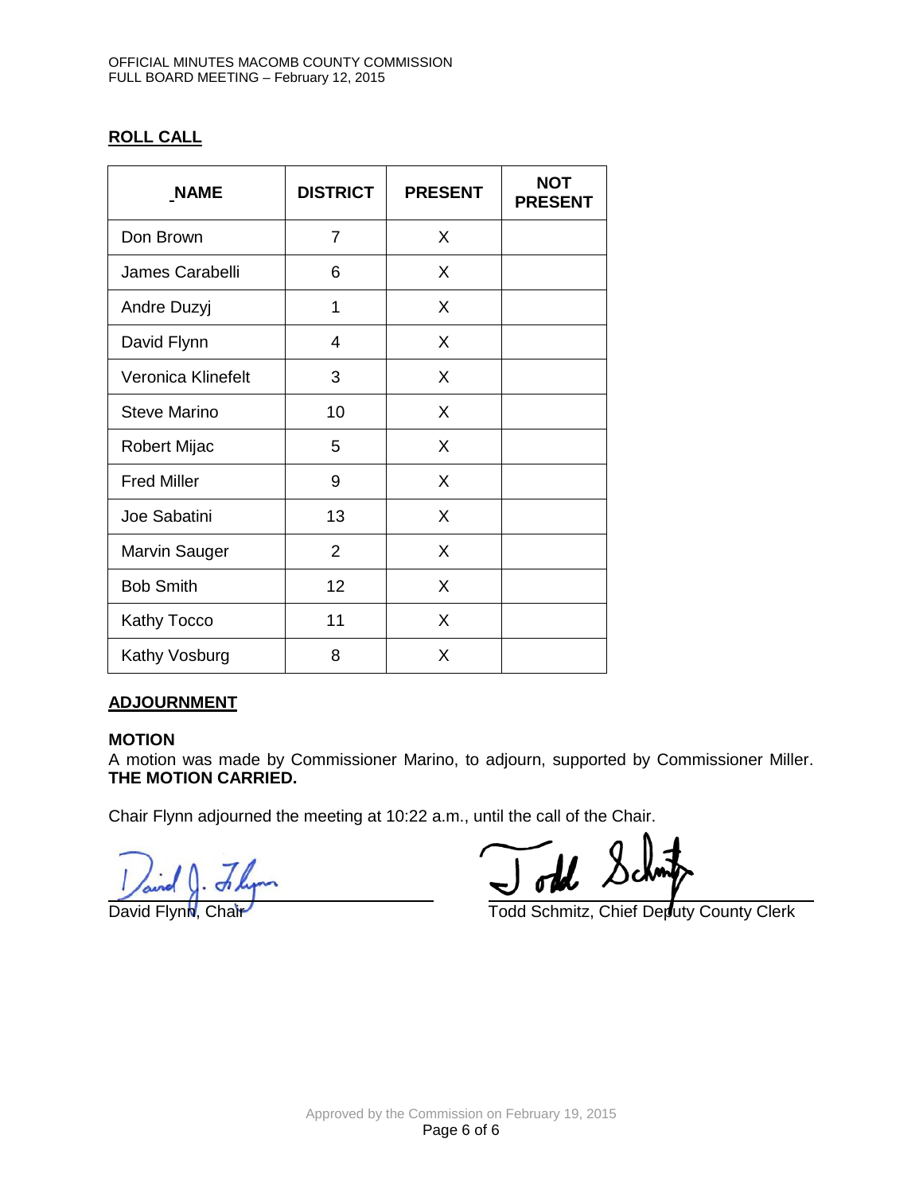## ROLL CALL

| NAME | DISTRICT | PRESENT | NOT PRESENT |
|---|---|---|---|
| Don Brown | 7 | X | |
| James Carabelli | 6 | X | |
| Andre Duzyj | 1 | X | |
| David Flynn | 4 | X | |
| Veronica Klinefelt | 3 | X | |
| Steve Marino | 10 | X | |
| Robert Mijac | 5 | X | |
| Fred Miller | 9 | X | |
| Joe Sabatini | 13 | X | |
| Marvin Sauger | 2 | X | |
| Bob Smith | 12 | X | |
| Kathy Tocco | 11 | X | |
| Kathy Vosburg | 8 | X | |

## ADJOURNMENT

**MOTION**
A motion was made by Commissioner Marino, to adjourn, supported by Commissioner Miller. **THE MOTION CARRIED.**

Chair Flynn adjourned the meeting at 10:22 a.m., until the call of the Chair.

David Flynn, Chair

Todd Schmitz, Chief Deputy County Clerk

Approved by the Commission on February 19, 2015